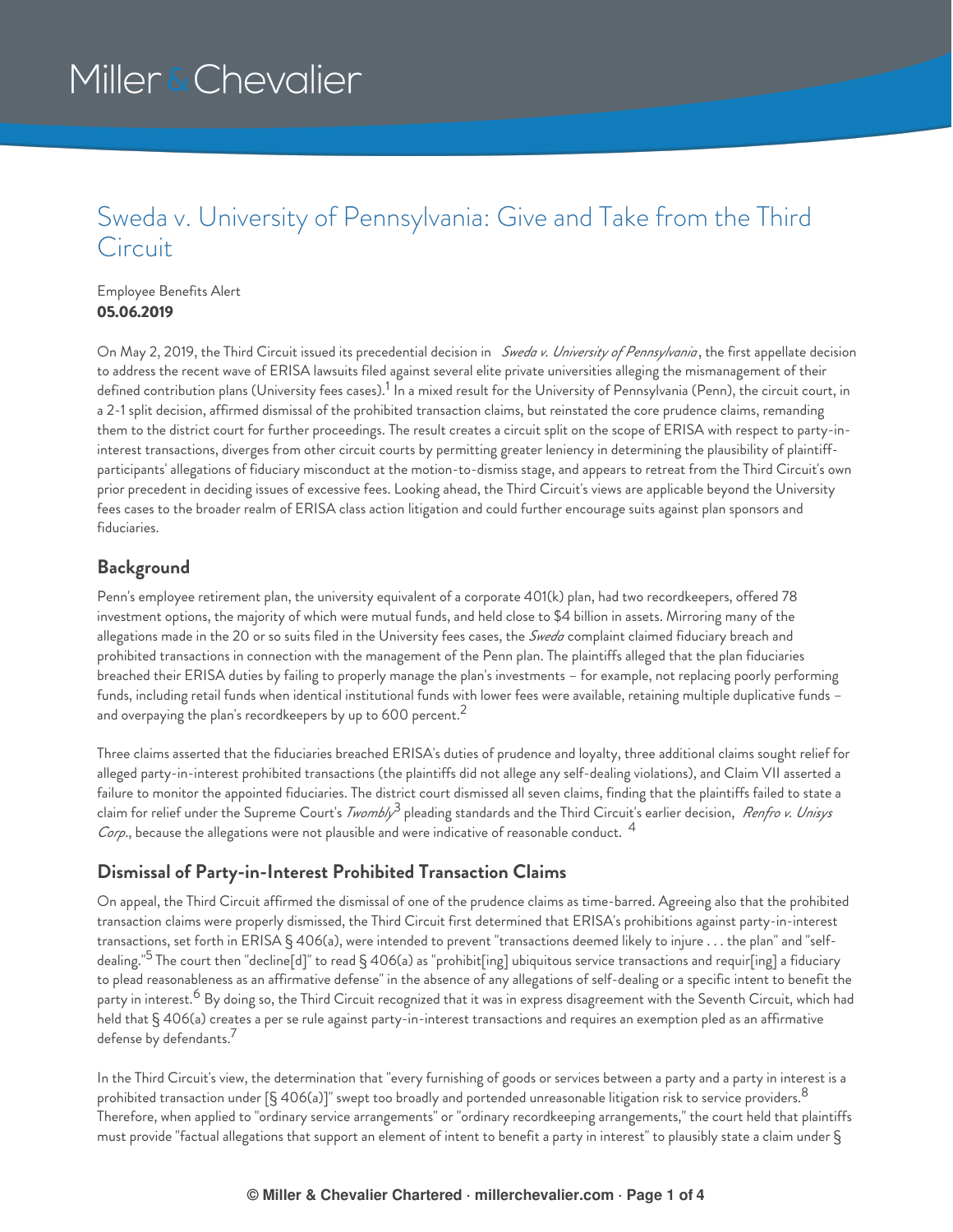# Sweda v. University of Pennsylvania: Give and Take from the Third Circuit

Employee Benefits Alert
**05.06.2019**

On May 2, 2019, the Third Circuit issued its precedential decision in *Sweda v. University of Pennsylvania*, the first appellate decision to address the recent wave of ERISA lawsuits filed against several elite private universities alleging the mismanagement of their defined contribution plans (University fees cases).[1] In a mixed result for the University of Pennsylvania (Penn), the circuit court, in a 2-1 split decision, affirmed dismissal of the prohibited transaction claims, but reinstated the core prudence claims, remanding them to the district court for further proceedings. The result creates a circuit split on the scope of ERISA with respect to party-in-interest transactions, diverges from other circuit courts by permitting greater leniency in determining the plausibility of plaintiff-participants' allegations of fiduciary misconduct at the motion-to-dismiss stage, and appears to retreat from the Third Circuit's own prior precedent in deciding issues of excessive fees. Looking ahead, the Third Circuit's views are applicable beyond the University fees cases to the broader realm of ERISA class action litigation and could further encourage suits against plan sponsors and fiduciaries.

## Background

Penn's employee retirement plan, the university equivalent of a corporate 401(k) plan, had two recordkeepers, offered 78 investment options, the majority of which were mutual funds, and held close to $4 billion in assets. Mirroring many of the allegations made in the 20 or so suits filed in the University fees cases, the *Sweda* complaint claimed fiduciary breach and prohibited transactions in connection with the management of the Penn plan. The plaintiffs alleged that the plan fiduciaries breached their ERISA duties by failing to properly manage the plan's investments – for example, not replacing poorly performing funds, including retail funds when identical institutional funds with lower fees were available, retaining multiple duplicative funds – and overpaying the plan's recordkeepers by up to 600 percent.[2]

Three claims asserted that the fiduciaries breached ERISA's duties of prudence and loyalty, three additional claims sought relief for alleged party-in-interest prohibited transactions (the plaintiffs did not allege any self-dealing violations), and Claim VII asserted a failure to monitor the appointed fiduciaries. The district court dismissed all seven claims, finding that the plaintiffs failed to state a claim for relief under the Supreme Court's *Twombly*[3] pleading standards and the Third Circuit's earlier decision, *Renfro v. Unisys Corp.*, because the allegations were not plausible and were indicative of reasonable conduct.[4]

## Dismissal of Party-in-Interest Prohibited Transaction Claims

On appeal, the Third Circuit affirmed the dismissal of one of the prudence claims as time-barred. Agreeing also that the prohibited transaction claims were properly dismissed, the Third Circuit first determined that ERISA's prohibitions against party-in-interest transactions, set forth in ERISA § 406(a), were intended to prevent "transactions deemed likely to injure . . . the plan" and "self-dealing."[5] The court then "decline[d]" to read § 406(a) as "prohibit[ing] ubiquitous service transactions and requir[ing] a fiduciary to plead reasonableness as an affirmative defense" in the absence of any allegations of self-dealing or a specific intent to benefit the party in interest.[6] By doing so, the Third Circuit recognized that it was in express disagreement with the Seventh Circuit, which had held that § 406(a) creates a per se rule against party-in-interest transactions and requires an exemption pled as an affirmative defense by defendants.[7]

In the Third Circuit's view, the determination that "every furnishing of goods or services between a party and a party in interest is a prohibited transaction under [§ 406(a)]" swept too broadly and portended unreasonable litigation risk to service providers.[8] Therefore, when applied to "ordinary service arrangements" or "ordinary recordkeeping arrangements," the court held that plaintiffs must provide "factual allegations that support an element of intent to benefit a party in interest" to plausibly state a claim under §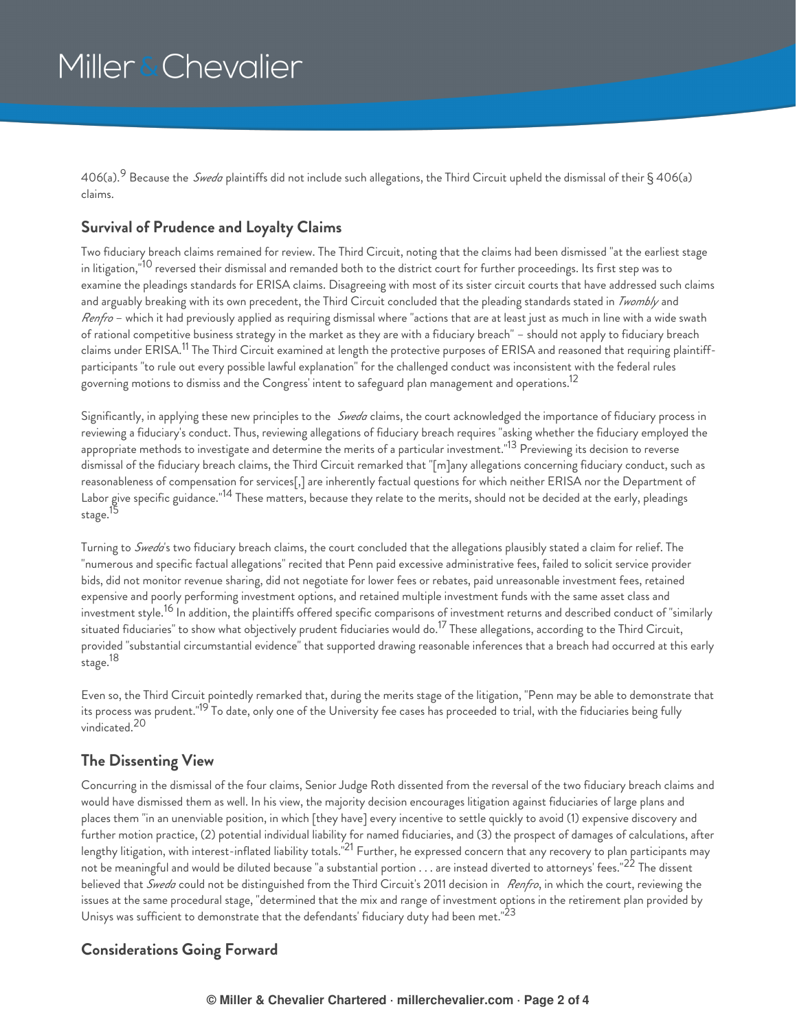406(a).[9] Because the *Sweda* plaintiffs did not include such allegations, the Third Circuit upheld the dismissal of their § 406(a) claims.

## Survival of Prudence and Loyalty Claims

Two fiduciary breach claims remained for review. The Third Circuit, noting that the claims had been dismissed "at the earliest stage in litigation,"[10] reversed their dismissal and remanded both to the district court for further proceedings. Its first step was to examine the pleadings standards for ERISA claims. Disagreeing with most of its sister circuit courts that have addressed such claims and arguably breaking with its own precedent, the Third Circuit concluded that the pleading standards stated in *Twombly* and *Renfro* – which it had previously applied as requiring dismissal where "actions that are at least just as much in line with a wide swath of rational competitive business strategy in the market as they are with a fiduciary breach" – should not apply to fiduciary breach claims under ERISA.[11] The Third Circuit examined at length the protective purposes of ERISA and reasoned that requiring plaintiff-participants "to rule out every possible lawful explanation" for the challenged conduct was inconsistent with the federal rules governing motions to dismiss and the Congress' intent to safeguard plan management and operations.[12]

Significantly, in applying these new principles to the *Sweda* claims, the court acknowledged the importance of fiduciary process in reviewing a fiduciary's conduct. Thus, reviewing allegations of fiduciary breach requires "asking whether the fiduciary employed the appropriate methods to investigate and determine the merits of a particular investment."[13] Previewing its decision to reverse dismissal of the fiduciary breach claims, the Third Circuit remarked that "[m]any allegations concerning fiduciary conduct, such as reasonableness of compensation for services[,] are inherently factual questions for which neither ERISA nor the Department of Labor give specific guidance."[14] These matters, because they relate to the merits, should not be decided at the early, pleadings stage.[15]

Turning to *Sweda*'s two fiduciary breach claims, the court concluded that the allegations plausibly stated a claim for relief. The "numerous and specific factual allegations" recited that Penn paid excessive administrative fees, failed to solicit service provider bids, did not monitor revenue sharing, did not negotiate for lower fees or rebates, paid unreasonable investment fees, retained expensive and poorly performing investment options, and retained multiple investment funds with the same asset class and investment style.[16] In addition, the plaintiffs offered specific comparisons of investment returns and described conduct of "similarly situated fiduciaries" to show what objectively prudent fiduciaries would do.[17] These allegations, according to the Third Circuit, provided "substantial circumstantial evidence" that supported drawing reasonable inferences that a breach had occurred at this early stage.[18]

Even so, the Third Circuit pointedly remarked that, during the merits stage of the litigation, "Penn may be able to demonstrate that its process was prudent."[19] To date, only one of the University fee cases has proceeded to trial, with the fiduciaries being fully vindicated.[20]

## The Dissenting View

Concurring in the dismissal of the four claims, Senior Judge Roth dissented from the reversal of the two fiduciary breach claims and would have dismissed them as well. In his view, the majority decision encourages litigation against fiduciaries of large plans and places them "in an unenviable position, in which [they have] every incentive to settle quickly to avoid (1) expensive discovery and further motion practice, (2) potential individual liability for named fiduciaries, and (3) the prospect of damages of calculations, after lengthy litigation, with interest-inflated liability totals."[21] Further, he expressed concern that any recovery to plan participants may not be meaningful and would be diluted because "a substantial portion . . . are instead diverted to attorneys' fees."[22] The dissent believed that *Sweda* could not be distinguished from the Third Circuit's 2011 decision in *Renfro*, in which the court, reviewing the issues at the same procedural stage, "determined that the mix and range of investment options in the retirement plan provided by Unisys was sufficient to demonstrate that the defendants' fiduciary duty had been met."[23]

## Considerations Going Forward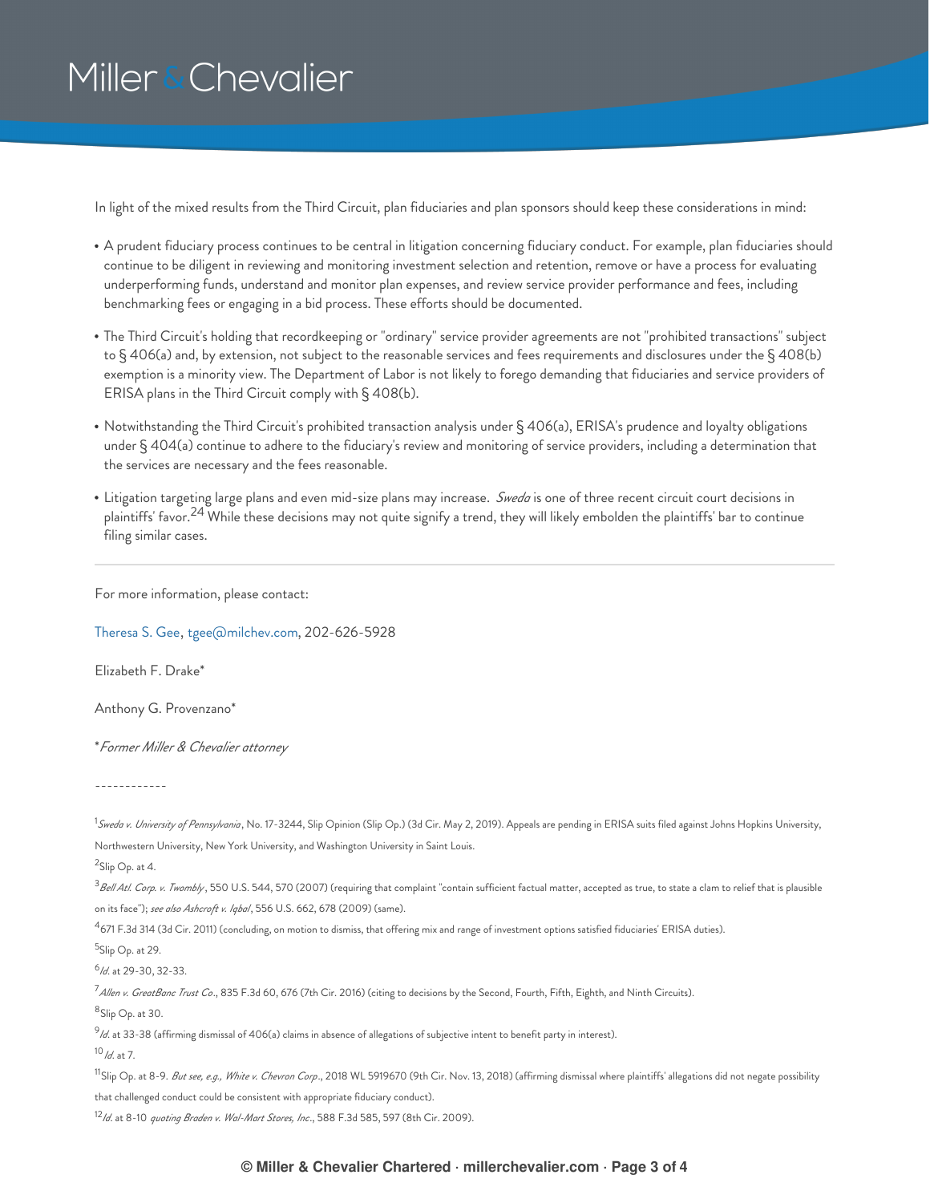In light of the mixed results from the Third Circuit, plan fiduciaries and plan sponsors should keep these considerations in mind:

- A prudent fiduciary process continues to be central in litigation concerning fiduciary conduct. For example, plan fiduciaries should continue to be diligent in reviewing and monitoring investment selection and retention, remove or have a process for evaluating underperforming funds, understand and monitor plan expenses, and review service provider performance and fees, including benchmarking fees or engaging in a bid process. These efforts should be documented.
- The Third Circuit's holding that recordkeeping or "ordinary" service provider agreements are not "prohibited transactions" subject to § 406(a) and, by extension, not subject to the reasonable services and fees requirements and disclosures under the § 408(b) exemption is a minority view. The Department of Labor is not likely to forego demanding that fiduciaries and service providers of ERISA plans in the Third Circuit comply with § 408(b).
- Notwithstanding the Third Circuit's prohibited transaction analysis under § 406(a), ERISA's prudence and loyalty obligations under § 404(a) continue to adhere to the fiduciary's review and monitoring of service providers, including a determination that the services are necessary and the fees reasonable.
- Litigation targeting large plans and even mid-size plans may increase. *Sweda* is one of three recent circuit court decisions in plaintiffs' favor.[24] While these decisions may not quite signify a trend, they will likely embolden the plaintiffs' bar to continue filing similar cases.

---

For more information, please contact:

Theresa S. Gee, tgee@milchev.com, 202-626-5928

Elizabeth F. Drake*

Anthony G. Provenzano*

**Former Miller & Chevalier attorney*

------------

[1] *Sweda v. University of Pennsylvania*, No. 17-3244, Slip Opinion (Slip Op.) (3d Cir. May 2, 2019). Appeals are pending in ERISA suits filed against Johns Hopkins University, Northwestern University, New York University, and Washington University in Saint Louis.

[2] Slip Op. at 4.

[3] *Bell Atl. Corp. v. Twombly*, 550 U.S. 544, 570 (2007) (requiring that complaint "contain sufficient factual matter, accepted as true, to state a clam to relief that is plausible on its face"); *see also Ashcroft v. Iqbal*, 556 U.S. 662, 678 (2009) (same).

[4] 671 F.3d 314 (3d Cir. 2011) (concluding, on motion to dismiss, that offering mix and range of investment options satisfied fiduciaries' ERISA duties).

[5] Slip Op. at 29.

[6] *Id.* at 29-30, 32-33.

[7] *Allen v. GreatBanc Trust Co.*, 835 F.3d 60, 676 (7th Cir. 2016) (citing to decisions by the Second, Fourth, Fifth, Eighth, and Ninth Circuits).

[8] Slip Op. at 30.

[9] *Id.* at 33-38 (affirming dismissal of 406(a) claims in absence of allegations of subjective intent to benefit party in interest).

[10] *Id.* at 7.

[11] Slip Op. at 8-9. *But see, e.g., White v. Chevron Corp.*, 2018 WL 5919670 (9th Cir. Nov. 13, 2018) (affirming dismissal where plaintiffs' allegations did not negate possibility that challenged conduct could be consistent with appropriate fiduciary conduct).

[12] *Id.* at 8-10 *quoting Braden v. Wal-Mart Stores, Inc.*, 588 F.3d 585, 597 (8th Cir. 2009).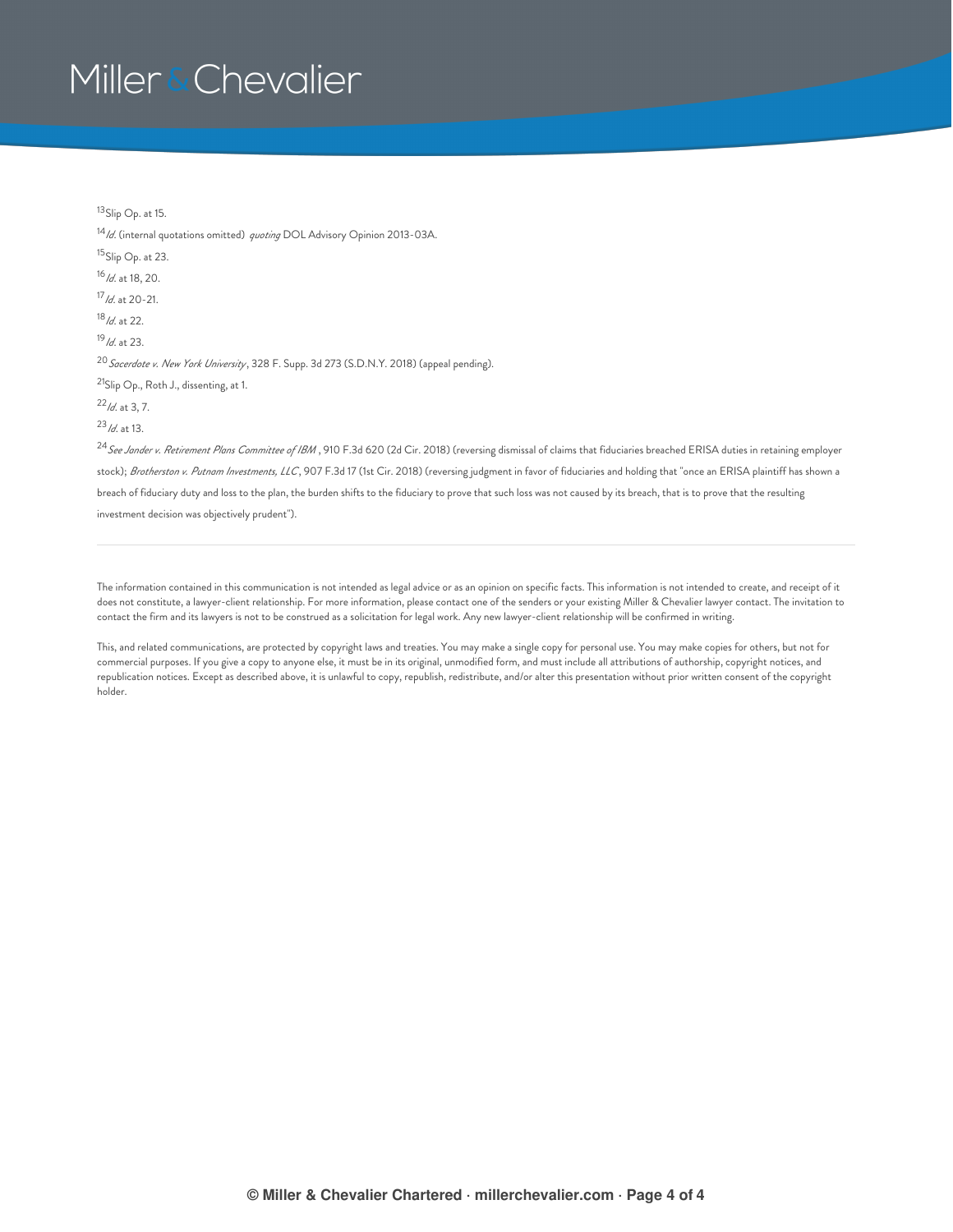[13] Slip Op. at 15.

[14] *Id.* (internal quotations omitted) *quoting* DOL Advisory Opinion 2013-03A.

[15] Slip Op. at 23.

[16] *Id.* at 18, 20.

[17] *Id.* at 20-21.

[18] *Id.* at 22.

[19] *Id.* at 23.

[20] *Sacerdote v. New York University*, 328 F. Supp. 3d 273 (S.D.N.Y. 2018) (appeal pending).

[21] Slip Op., Roth J., dissenting, at 1.

[22] *Id.* at 3, 7.

[23] *Id.* at 13.

[24] *See Jander v. Retirement Plans Committee of IBM* , 910 F.3d 620 (2d Cir. 2018) (reversing dismissal of claims that fiduciaries breached ERISA duties in retaining employer stock); *Brotherston v. Putnam Investments, LLC*, 907 F.3d 17 (1st Cir. 2018) (reversing judgment in favor of fiduciaries and holding that "once an ERISA plaintiff has shown a breach of fiduciary duty and loss to the plan, the burden shifts to the fiduciary to prove that such loss was not caused by its breach, that is to prove that the resulting investment decision was objectively prudent").

---

The information contained in this communication is not intended as legal advice or as an opinion on specific facts. This information is not intended to create, and receipt of it does not constitute, a lawyer-client relationship. For more information, please contact one of the senders or your existing Miller & Chevalier lawyer contact. The invitation to contact the firm and its lawyers is not to be construed as a solicitation for legal work. Any new lawyer-client relationship will be confirmed in writing.

This, and related communications, are protected by copyright laws and treaties. You may make a single copy for personal use. You may make copies for others, but not for commercial purposes. If you give a copy to anyone else, it must be in its original, unmodified form, and must include all attributions of authorship, copyright notices, and republication notices. Except as described above, it is unlawful to copy, republish, redistribute, and/or alter this presentation without prior written consent of the copyright holder.